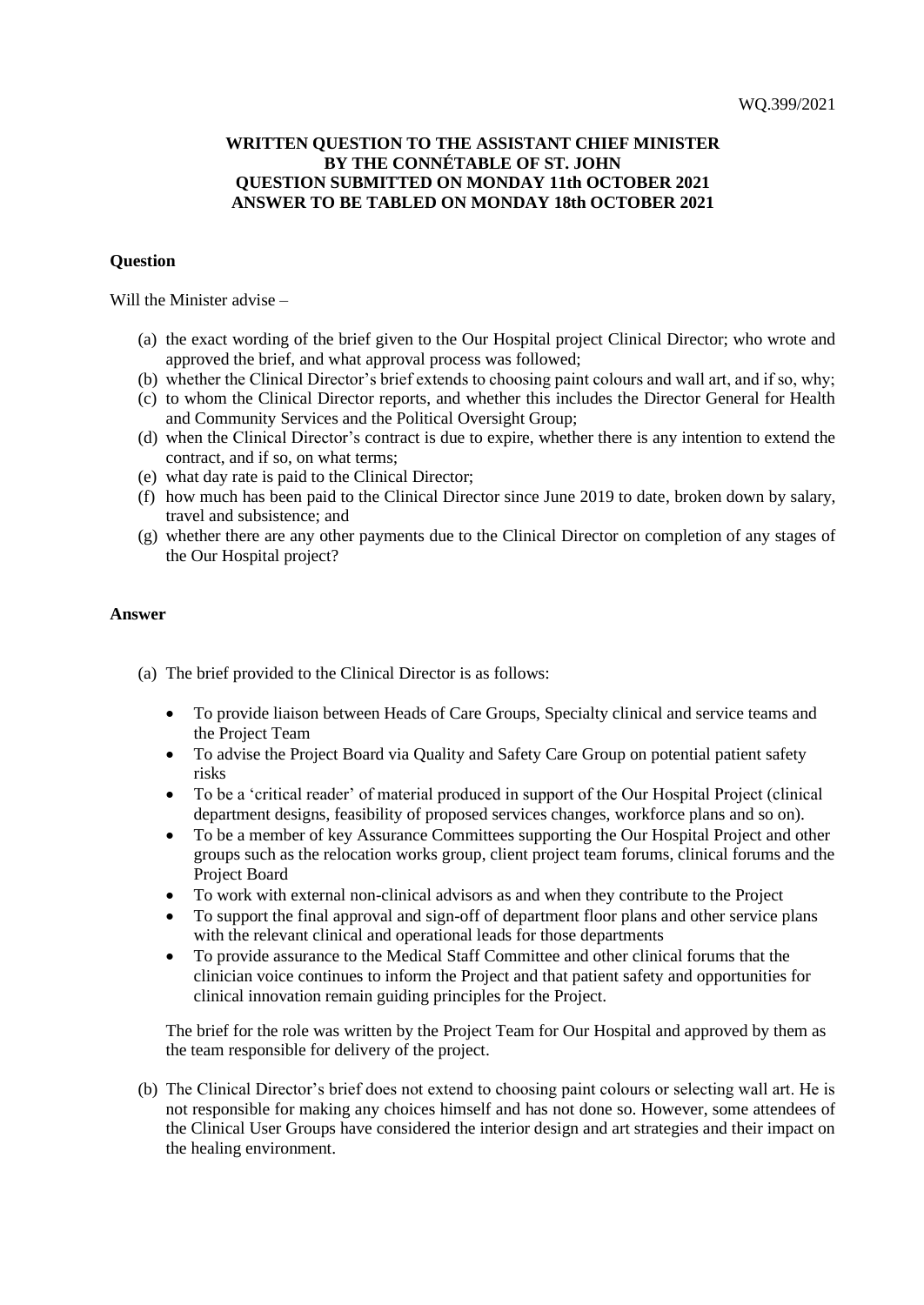WQ.399/2021

**WRITTEN QUESTION TO THE ASSISTANT CHIEF MINISTER**
**BY THE CONNÉTABLE OF ST. JOHN**
**QUESTION SUBMITTED ON MONDAY 11th OCTOBER 2021**
**ANSWER TO BE TABLED ON MONDAY 18th OCTOBER 2021**

## Question

Will the Minister advise –

(a) the exact wording of the brief given to the Our Hospital project Clinical Director; who wrote and approved the brief, and what approval process was followed;
(b) whether the Clinical Director's brief extends to choosing paint colours and wall art, and if so, why;
(c) to whom the Clinical Director reports, and whether this includes the Director General for Health and Community Services and the Political Oversight Group;
(d) when the Clinical Director's contract is due to expire, whether there is any intention to extend the contract, and if so, on what terms;
(e) what day rate is paid to the Clinical Director;
(f) how much has been paid to the Clinical Director since June 2019 to date, broken down by salary, travel and subsistence; and
(g) whether there are any other payments due to the Clinical Director on completion of any stages of the Our Hospital project?

## Answer

(a) The brief provided to the Clinical Director is as follows:

- To provide liaison between Heads of Care Groups, Specialty clinical and service teams and the Project Team
- To advise the Project Board via Quality and Safety Care Group on potential patient safety risks
- To be a 'critical reader' of material produced in support of the Our Hospital Project (clinical department designs, feasibility of proposed services changes, workforce plans and so on).
- To be a member of key Assurance Committees supporting the Our Hospital Project and other groups such as the relocation works group, client project team forums, clinical forums and the Project Board
- To work with external non-clinical advisors as and when they contribute to the Project
- To support the final approval and sign-off of department floor plans and other service plans with the relevant clinical and operational leads for those departments
- To provide assurance to the Medical Staff Committee and other clinical forums that the clinician voice continues to inform the Project and that patient safety and opportunities for clinical innovation remain guiding principles for the Project.

The brief for the role was written by the Project Team for Our Hospital and approved by them as the team responsible for delivery of the project.

(b) The Clinical Director's brief does not extend to choosing paint colours or selecting wall art. He is not responsible for making any choices himself and has not done so. However, some attendees of the Clinical User Groups have considered the interior design and art strategies and their impact on the healing environment.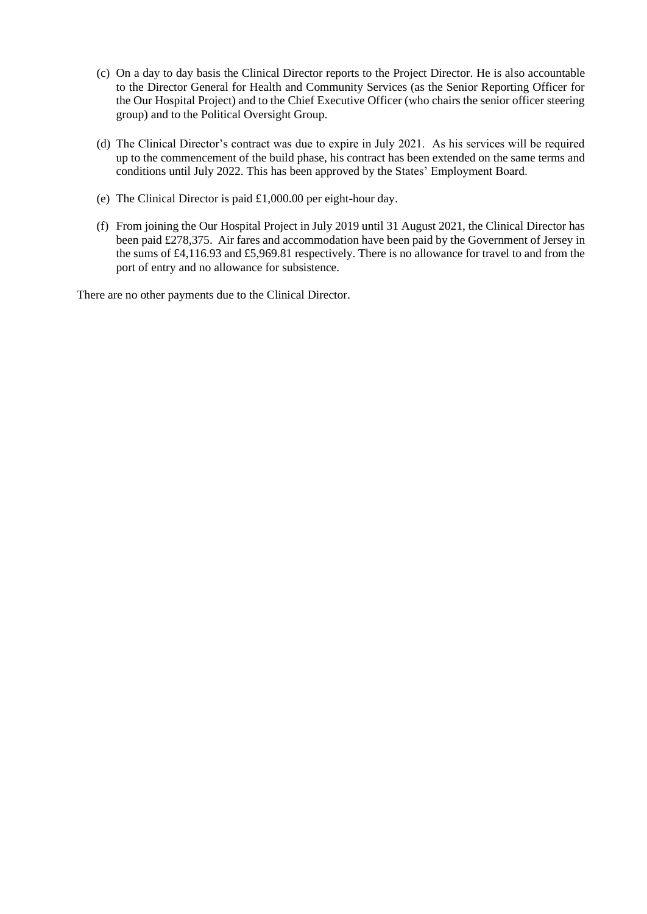(c) On a day to day basis the Clinical Director reports to the Project Director. He is also accountable to the Director General for Health and Community Services (as the Senior Reporting Officer for the Our Hospital Project) and to the Chief Executive Officer (who chairs the senior officer steering group) and to the Political Oversight Group.

(d) The Clinical Director's contract was due to expire in July 2021. As his services will be required up to the commencement of the build phase, his contract has been extended on the same terms and conditions until July 2022. This has been approved by the States' Employment Board.

(e) The Clinical Director is paid £1,000.00 per eight-hour day.

(f) From joining the Our Hospital Project in July 2019 until 31 August 2021, the Clinical Director has been paid £278,375. Air fares and accommodation have been paid by the Government of Jersey in the sums of £4,116.93 and £5,969.81 respectively. There is no allowance for travel to and from the port of entry and no allowance for subsistence.

There are no other payments due to the Clinical Director.